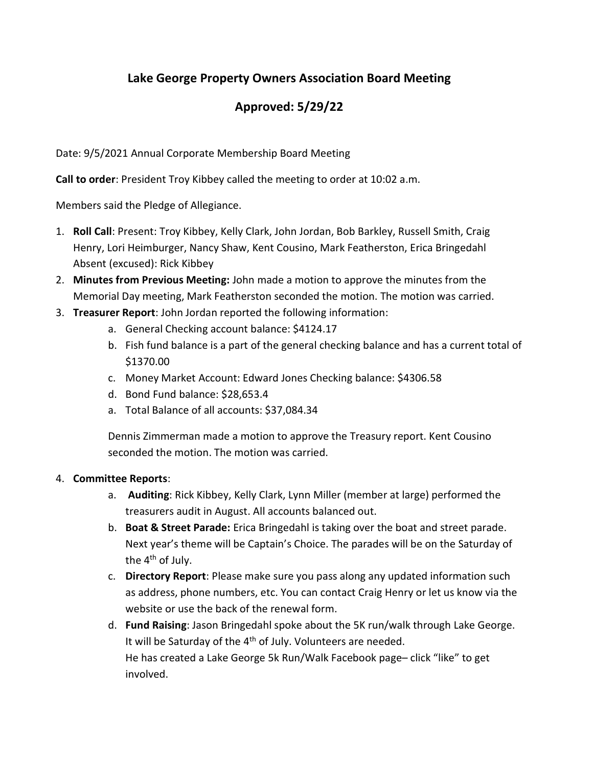# Lake George Property Owners Association Board Meeting

## Approved: 5/29/22

Date: 9/5/2021 Annual Corporate Membership Board Meeting

**Call to order**: President Troy Kibbey called the meeting to order at 10:02 a.m.

Members said the Pledge of Allegiance.

1. **Roll Call**: Present: Troy Kibbey, Kelly Clark, John Jordan, Bob Barkley, Russell Smith, Craig Henry, Lori Heimburger, Nancy Shaw, Kent Cousino, Mark Featherston, Erica Bringedahl
   Absent (excused): Rick Kibbey
2. **Minutes from Previous Meeting:** John made a motion to approve the minutes from the Memorial Day meeting, Mark Featherston seconded the motion. The motion was carried.
3. **Treasurer Report**: John Jordan reported the following information:
   a. General Checking account balance: $4124.17
   b. Fish fund balance is a part of the general checking balance and has a current total of $1370.00
   c. Money Market Account: Edward Jones Checking balance: $4306.58
   d. Bond Fund balance: $28,653.4
   a. Total Balance of all accounts: $37,084.34

   Dennis Zimmerman made a motion to approve the Treasury report. Kent Cousino seconded the motion. The motion was carried.

4. **Committee Reports**:
   a. **Auditing**: Rick Kibbey, Kelly Clark, Lynn Miller (member at large) performed the treasurers audit in August. All accounts balanced out.
   b. **Boat & Street Parade:** Erica Bringedahl is taking over the boat and street parade. Next year's theme will be Captain's Choice. The parades will be on the Saturday of the 4th of July.
   c. **Directory Report**: Please make sure you pass along any updated information such as address, phone numbers, etc. You can contact Craig Henry or let us know via the website or use the back of the renewal form.
   d. **Fund Raising**: Jason Bringedahl spoke about the 5K run/walk through Lake George. It will be Saturday of the 4th of July. Volunteers are needed.
      He has created a Lake George 5k Run/Walk Facebook page– click "like" to get involved.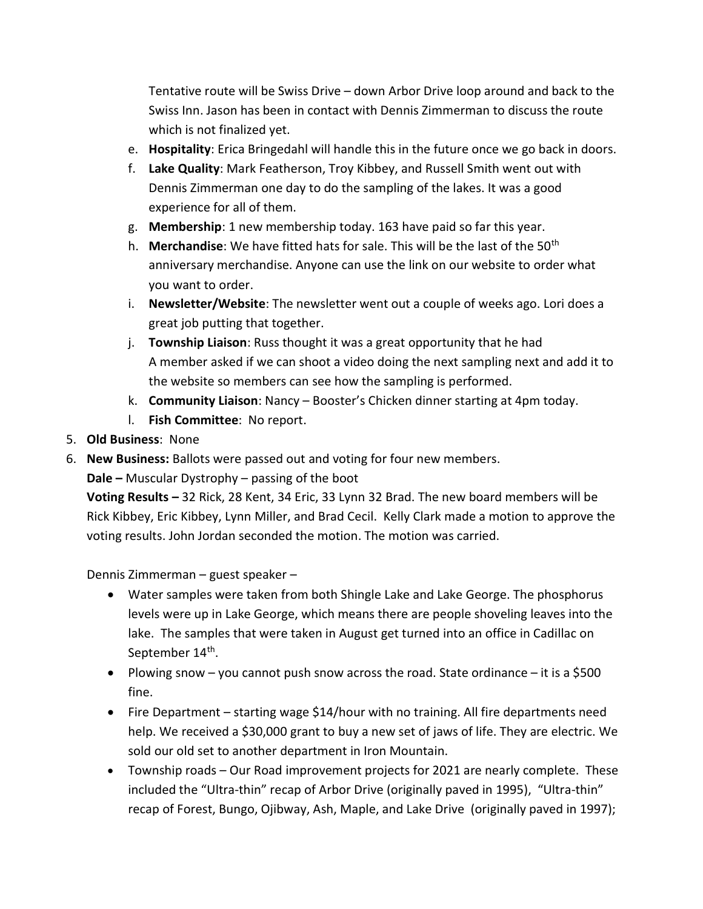Tentative route will be Swiss Drive – down Arbor Drive loop around and back to the Swiss Inn. Jason has been in contact with Dennis Zimmerman to discuss the route which is not finalized yet.

e. **Hospitality**: Erica Bringedahl will handle this in the future once we go back in doors.
f. **Lake Quality**: Mark Featherson, Troy Kibbey, and Russell Smith went out with Dennis Zimmerman one day to do the sampling of the lakes. It was a good experience for all of them.
g. **Membership**: 1 new membership today. 163 have paid so far this year.
h. **Merchandise**: We have fitted hats for sale. This will be the last of the 50th anniversary merchandise. Anyone can use the link on our website to order what you want to order.
i. **Newsletter/Website**: The newsletter went out a couple of weeks ago. Lori does a great job putting that together.
j. **Township Liaison**: Russ thought it was a great opportunity that he had
A member asked if we can shoot a video doing the next sampling next and add it to the website so members can see how the sampling is performed.
k. **Community Liaison**: Nancy – Booster's Chicken dinner starting at 4pm today.
l. **Fish Committee**: No report.

5. **Old Business**: None
6. **New Business:** Ballots were passed out and voting for four new members.
**Dale –** Muscular Dystrophy – passing of the boot
**Voting Results –** 32 Rick, 28 Kent, 34 Eric, 33 Lynn 32 Brad. The new board members will be Rick Kibbey, Eric Kibbey, Lynn Miller, and Brad Cecil. Kelly Clark made a motion to approve the voting results. John Jordan seconded the motion. The motion was carried.

Dennis Zimmerman – guest speaker –

- Water samples were taken from both Shingle Lake and Lake George. The phosphorus levels were up in Lake George, which means there are people shoveling leaves into the lake. The samples that were taken in August get turned into an office in Cadillac on September 14th.
- Plowing snow – you cannot push snow across the road. State ordinance – it is a $500 fine.
- Fire Department – starting wage $14/hour with no training. All fire departments need help. We received a $30,000 grant to buy a new set of jaws of life. They are electric. We sold our old set to another department in Iron Mountain.
- Township roads – Our Road improvement projects for 2021 are nearly complete. These included the "Ultra-thin" recap of Arbor Drive (originally paved in 1995), "Ultra-thin" recap of Forest, Bungo, Ojibway, Ash, Maple, and Lake Drive (originally paved in 1997);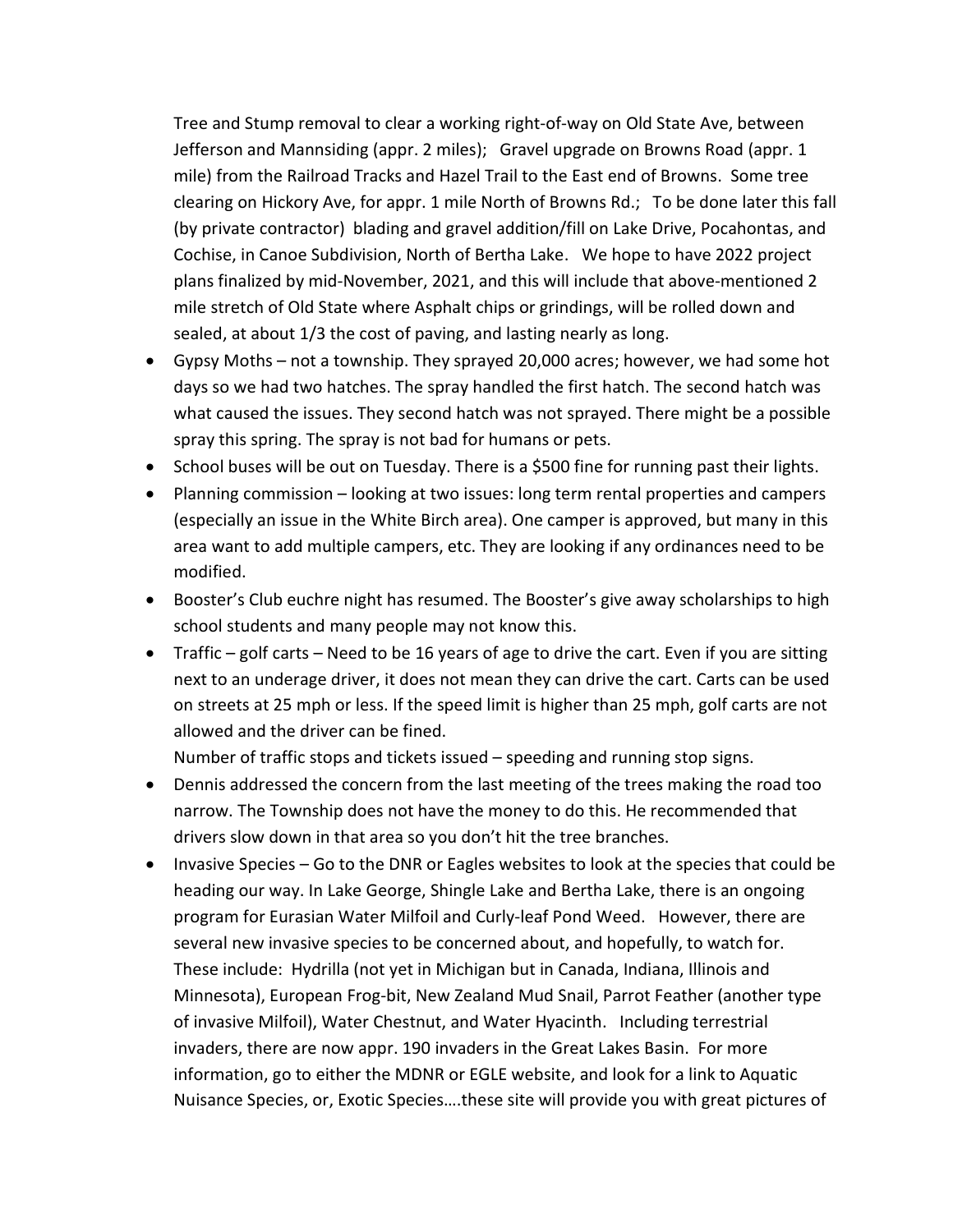Tree and Stump removal to clear a working right-of-way on Old State Ave, between Jefferson and Mannsiding (appr. 2 miles); Gravel upgrade on Browns Road (appr. 1 mile) from the Railroad Tracks and Hazel Trail to the East end of Browns. Some tree clearing on Hickory Ave, for appr. 1 mile North of Browns Rd.; To be done later this fall (by private contractor) blading and gravel addition/fill on Lake Drive, Pocahontas, and Cochise, in Canoe Subdivision, North of Bertha Lake. We hope to have 2022 project plans finalized by mid-November, 2021, and this will include that above-mentioned 2 mile stretch of Old State where Asphalt chips or grindings, will be rolled down and sealed, at about 1/3 the cost of paving, and lasting nearly as long.

- Gypsy Moths – not a township. They sprayed 20,000 acres; however, we had some hot days so we had two hatches. The spray handled the first hatch. The second hatch was what caused the issues. They second hatch was not sprayed. There might be a possible spray this spring. The spray is not bad for humans or pets.
- School buses will be out on Tuesday. There is a $500 fine for running past their lights.
- Planning commission – looking at two issues: long term rental properties and campers (especially an issue in the White Birch area). One camper is approved, but many in this area want to add multiple campers, etc. They are looking if any ordinances need to be modified.
- Booster's Club euchre night has resumed. The Booster's give away scholarships to high school students and many people may not know this.
- Traffic – golf carts – Need to be 16 years of age to drive the cart. Even if you are sitting next to an underage driver, it does not mean they can drive the cart. Carts can be used on streets at 25 mph or less. If the speed limit is higher than 25 mph, golf carts are not allowed and the driver can be fined.
  Number of traffic stops and tickets issued – speeding and running stop signs.
- Dennis addressed the concern from the last meeting of the trees making the road too narrow. The Township does not have the money to do this. He recommended that drivers slow down in that area so you don't hit the tree branches.
- Invasive Species – Go to the DNR or Eagles websites to look at the species that could be heading our way. In Lake George, Shingle Lake and Bertha Lake, there is an ongoing program for Eurasian Water Milfoil and Curly-leaf Pond Weed. However, there are several new invasive species to be concerned about, and hopefully, to watch for. These include: Hydrilla (not yet in Michigan but in Canada, Indiana, Illinois and Minnesota), European Frog-bit, New Zealand Mud Snail, Parrot Feather (another type of invasive Milfoil), Water Chestnut, and Water Hyacinth. Including terrestrial invaders, there are now appr. 190 invaders in the Great Lakes Basin. For more information, go to either the MDNR or EGLE website, and look for a link to Aquatic Nuisance Species, or, Exotic Species….these site will provide you with great pictures of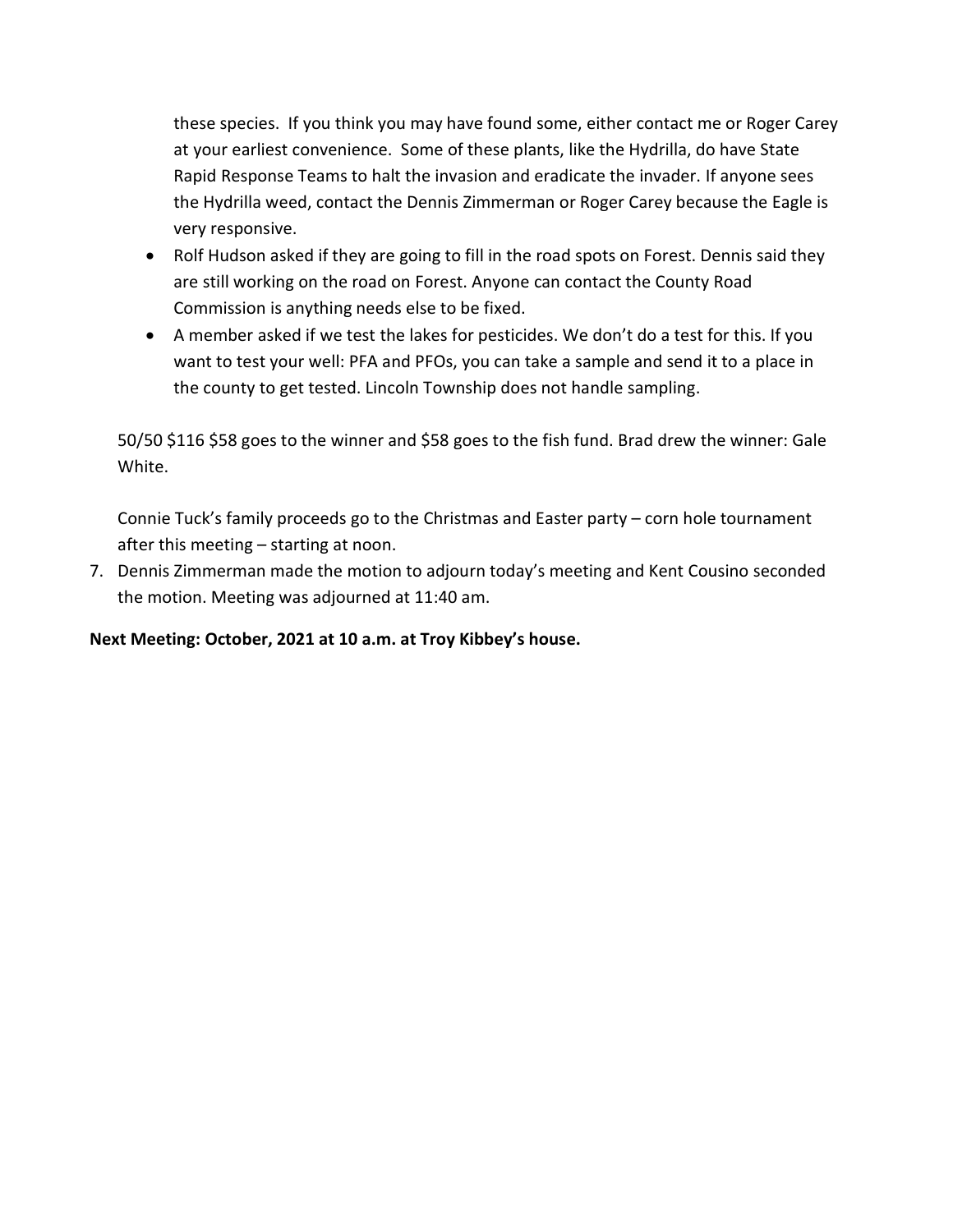these species. If you think you may have found some, either contact me or Roger Carey at your earliest convenience. Some of these plants, like the Hydrilla, do have State Rapid Response Teams to halt the invasion and eradicate the invader. If anyone sees the Hydrilla weed, contact the Dennis Zimmerman or Roger Carey because the Eagle is very responsive.

- Rolf Hudson asked if they are going to fill in the road spots on Forest. Dennis said they are still working on the road on Forest. Anyone can contact the County Road Commission is anything needs else to be fixed.
- A member asked if we test the lakes for pesticides. We don't do a test for this. If you want to test your well: PFA and PFOs, you can take a sample and send it to a place in the county to get tested. Lincoln Township does not handle sampling.

50/50 $116 $58 goes to the winner and $58 goes to the fish fund. Brad drew the winner: Gale White.

Connie Tuck's family proceeds go to the Christmas and Easter party – corn hole tournament after this meeting – starting at noon.

7. Dennis Zimmerman made the motion to adjourn today's meeting and Kent Cousino seconded the motion. Meeting was adjourned at 11:40 am.

**Next Meeting: October, 2021 at 10 a.m. at Troy Kibbey's house.**